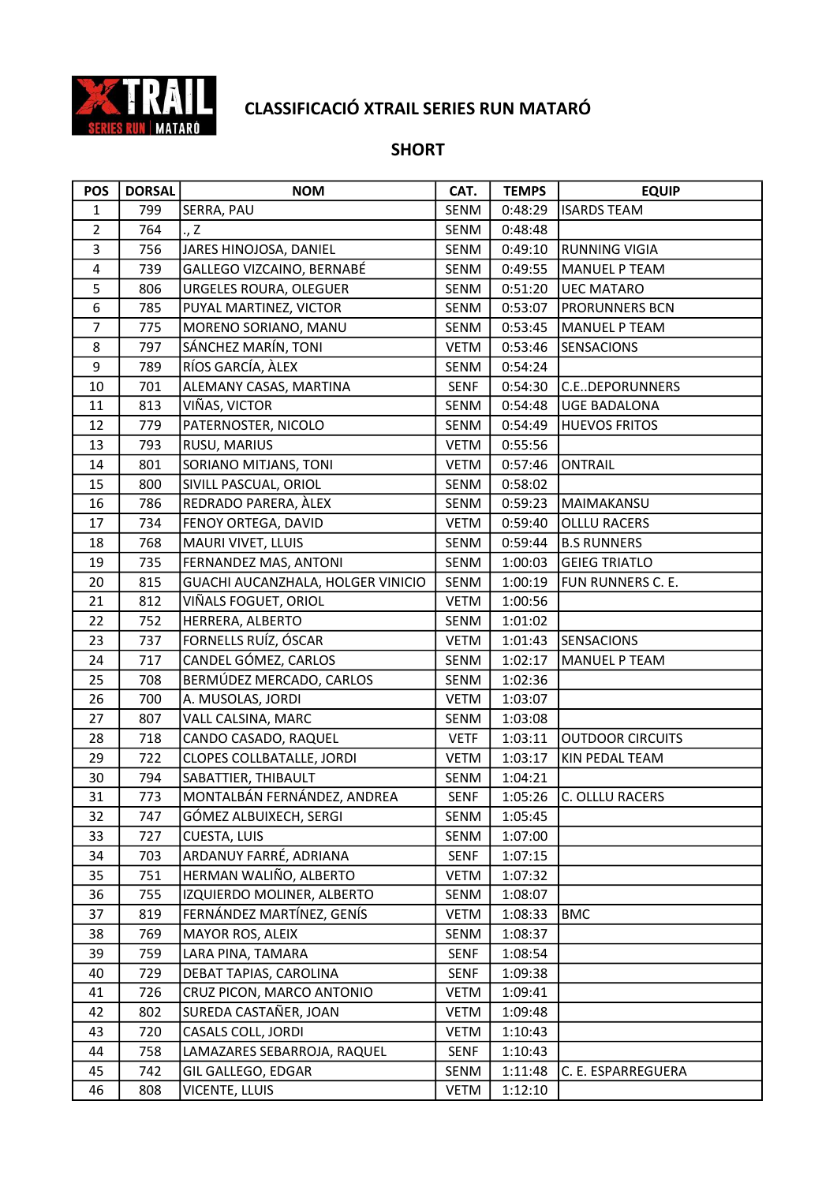# CLASSIFICACIÓ XTRAIL SERIES RUN MATARÓ

## SHORT

| POS | DORSAL | NOM | CAT. | TEMPS | EQUIP |
|---|---|---|---|---|---|
| 1 | 799 | SERRA, PAU | SENM | 0:48:29 | ISARDS TEAM |
| 2 | 764 | ., Z | SENM | 0:48:48 | |
| 3 | 756 | JARES HINOJOSA, DANIEL | SENM | 0:49:10 | RUNNING VIGIA |
| 4 | 739 | GALLEGO VIZCAINO, BERNABÉ | SENM | 0:49:55 | MANUEL P TEAM |
| 5 | 806 | URGELES ROURA, OLEGUER | SENM | 0:51:20 | UEC MATARO |
| 6 | 785 | PUYAL MARTINEZ, VICTOR | SENM | 0:53:07 | PRORUNNERS BCN |
| 7 | 775 | MORENO SORIANO, MANU | SENM | 0:53:45 | MANUEL P TEAM |
| 8 | 797 | SÁNCHEZ MARÍN, TONI | VETM | 0:53:46 | SENSACIONS |
| 9 | 789 | RÍOS GARCÍA, ÀLEX | SENM | 0:54:24 | |
| 10 | 701 | ALEMANY CASAS, MARTINA | SENF | 0:54:30 | C.E..DEPORUNNERS |
| 11 | 813 | VIÑAS, VICTOR | SENM | 0:54:48 | UGE BADALONA |
| 12 | 779 | PATERNOSTER, NICOLO | SENM | 0:54:49 | HUEVOS FRITOS |
| 13 | 793 | RUSU, MARIUS | VETM | 0:55:56 | |
| 14 | 801 | SORIANO MITJANS, TONI | VETM | 0:57:46 | ONTRAIL |
| 15 | 800 | SIVILL PASCUAL, ORIOL | SENM | 0:58:02 | |
| 16 | 786 | REDRADO PARERA, ÀLEX | SENM | 0:59:23 | MAIMAKANSU |
| 17 | 734 | FENOY ORTEGA, DAVID | VETM | 0:59:40 | OLLLU RACERS |
| 18 | 768 | MAURI VIVET, LLUIS | SENM | 0:59:44 | B.S RUNNERS |
| 19 | 735 | FERNANDEZ MAS, ANTONI | SENM | 1:00:03 | GEIEG TRIATLO |
| 20 | 815 | GUACHI AUCANZHALA, HOLGER VINICIO | SENM | 1:00:19 | FUN RUNNERS C. E. |
| 21 | 812 | VIÑALS FOGUET, ORIOL | VETM | 1:00:56 | |
| 22 | 752 | HERRERA, ALBERTO | SENM | 1:01:02 | |
| 23 | 737 | FORNELLS RUÍZ, ÓSCAR | VETM | 1:01:43 | SENSACIONS |
| 24 | 717 | CANDEL GÓMEZ, CARLOS | SENM | 1:02:17 | MANUEL P TEAM |
| 25 | 708 | BERMÚDEZ MERCADO, CARLOS | SENM | 1:02:36 | |
| 26 | 700 | A. MUSOLAS, JORDI | VETM | 1:03:07 | |
| 27 | 807 | VALL CALSINA, MARC | SENM | 1:03:08 | |
| 28 | 718 | CANDO CASADO, RAQUEL | VETF | 1:03:11 | OUTDOOR CIRCUITS |
| 29 | 722 | CLOPES COLLBATALLE, JORDI | VETM | 1:03:17 | KIN PEDAL TEAM |
| 30 | 794 | SABATTIER, THIBAULT | SENM | 1:04:21 | |
| 31 | 773 | MONTALBÁN FERNÁNDEZ, ANDREA | SENF | 1:05:26 | C. OLLLU RACERS |
| 32 | 747 | GÓMEZ ALBUIXECH, SERGI | SENM | 1:05:45 | |
| 33 | 727 | CUESTA, LUIS | SENM | 1:07:00 | |
| 34 | 703 | ARDANUY FARRÉ, ADRIANA | SENF | 1:07:15 | |
| 35 | 751 | HERMAN WALIÑO, ALBERTO | VETM | 1:07:32 | |
| 36 | 755 | IZQUIERDO MOLINER, ALBERTO | SENM | 1:08:07 | |
| 37 | 819 | FERNÁNDEZ MARTÍNEZ, GENÍS | VETM | 1:08:33 | BMC |
| 38 | 769 | MAYOR ROS, ALEIX | SENM | 1:08:37 | |
| 39 | 759 | LARA PINA, TAMARA | SENF | 1:08:54 | |
| 40 | 729 | DEBAT TAPIAS, CAROLINA | SENF | 1:09:38 | |
| 41 | 726 | CRUZ PICON, MARCO ANTONIO | VETM | 1:09:41 | |
| 42 | 802 | SUREDA CASTAÑER, JOAN | VETM | 1:09:48 | |
| 43 | 720 | CASALS COLL, JORDI | VETM | 1:10:43 | |
| 44 | 758 | LAMAZARES SEBARROJA, RAQUEL | SENF | 1:10:43 | |
| 45 | 742 | GIL GALLEGO, EDGAR | SENM | 1:11:48 | C. E. ESPARREGUERA |
| 46 | 808 | VICENTE, LLUIS | VETM | 1:12:10 | |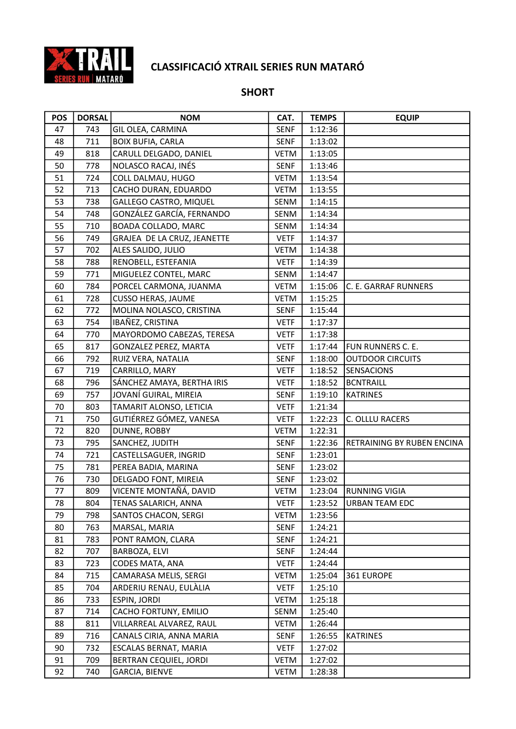# CLASSIFICACIÓ XTRAIL SERIES RUN MATARÓ

## SHORT

| POS | DORSAL | NOM | CAT. | TEMPS | EQUIP |
|---|---|---|---|---|---|
| 47 | 743 | GIL OLEA, CARMINA | SENF | 1:12:36 | |
| 48 | 711 | BOIX BUFIA, CARLA | SENF | 1:13:02 | |
| 49 | 818 | CARULL DELGADO, DANIEL | VETM | 1:13:05 | |
| 50 | 778 | NOLASCO RACAJ, INÉS | SENF | 1:13:46 | |
| 51 | 724 | COLL DALMAU, HUGO | VETM | 1:13:54 | |
| 52 | 713 | CACHO DURAN, EDUARDO | VETM | 1:13:55 | |
| 53 | 738 | GALLEGO CASTRO, MIQUEL | SENM | 1:14:15 | |
| 54 | 748 | GONZÁLEZ GARCÍA, FERNANDO | SENM | 1:14:34 | |
| 55 | 710 | BOADA COLLADO, MARC | SENM | 1:14:34 | |
| 56 | 749 | GRAJEA DE LA CRUZ, JEANETTE | VETF | 1:14:37 | |
| 57 | 702 | ALES SALIDO, JULIO | VETM | 1:14:38 | |
| 58 | 788 | RENOBELL, ESTEFANIA | VETF | 1:14:39 | |
| 59 | 771 | MIGUELEZ CONTEL, MARC | SENM | 1:14:47 | |
| 60 | 784 | PORCEL CARMONA, JUANMA | VETM | 1:15:06 | C. E. GARRAF RUNNERS |
| 61 | 728 | CUSSO HERAS, JAUME | VETM | 1:15:25 | |
| 62 | 772 | MOLINA NOLASCO, CRISTINA | SENF | 1:15:44 | |
| 63 | 754 | IBAÑEZ, CRISTINA | VETF | 1:17:37 | |
| 64 | 770 | MAYORDOMO CABEZAS, TERESA | VETF | 1:17:38 | |
| 65 | 817 | GONZALEZ PEREZ, MARTA | VETF | 1:17:44 | FUN RUNNERS C. E. |
| 66 | 792 | RUIZ VERA, NATALIA | SENF | 1:18:00 | OUTDOOR CIRCUITS |
| 67 | 719 | CARRILLO, MARY | VETF | 1:18:52 | SENSACIONS |
| 68 | 796 | SÁNCHEZ AMAYA, BERTHA IRIS | VETF | 1:18:52 | BCNTRAILL |
| 69 | 757 | JOVANÍ GUIRAL, MIREIA | SENF | 1:19:10 | KATRINES |
| 70 | 803 | TAMARIT ALONSO, LETICIA | VETF | 1:21:34 | |
| 71 | 750 | GUTIÉRREZ GÓMEZ, VANESA | VETF | 1:22:23 | C. OLLU RACERS |
| 72 | 820 | DUNNE, ROBBY | VETM | 1:22:31 | |
| 73 | 795 | SANCHEZ, JUDITH | SENF | 1:22:36 | RETRAINING BY RUBEN ENCINA |
| 74 | 721 | CASTELLSAGUER, INGRID | SENF | 1:23:01 | |
| 75 | 781 | PEREA BADIA, MARINA | SENF | 1:23:02 | |
| 76 | 730 | DELGADO FONT, MIREIA | SENF | 1:23:02 | |
| 77 | 809 | VICENTE MONTAÑÁ, DAVID | VETM | 1:23:04 | RUNNING VIGIA |
| 78 | 804 | TENAS SALARICH, ANNA | VETF | 1:23:52 | URBAN TEAM EDC |
| 79 | 798 | SANTOS CHACON, SERGI | VETM | 1:23:56 | |
| 80 | 763 | MARSAL, MARIA | SENF | 1:24:21 | |
| 81 | 783 | PONT RAMON, CLARA | SENF | 1:24:21 | |
| 82 | 707 | BARBOZA, ELVI | SENF | 1:24:44 | |
| 83 | 723 | CODES MATA, ANA | VETF | 1:24:44 | |
| 84 | 715 | CAMARASA MELIS, SERGI | VETM | 1:25:04 | 361 EUROPE |
| 85 | 704 | ARDERIU RENAU, EULÀLIA | VETF | 1:25:10 | |
| 86 | 733 | ESPIN, JORDI | VETM | 1:25:18 | |
| 87 | 714 | CACHO FORTUNY, EMILIO | SENM | 1:25:40 | |
| 88 | 811 | VILLARREAL ALVAREZ, RAUL | VETM | 1:26:44 | |
| 89 | 716 | CANALS CIRIA, ANNA MARIA | SENF | 1:26:55 | KATRINES |
| 90 | 732 | ESCALAS BERNAT, MARIA | VETF | 1:27:02 | |
| 91 | 709 | BERTRAN CEQUIEL, JORDI | VETM | 1:27:02 | |
| 92 | 740 | GARCIA, BIENVE | VETM | 1:28:38 | |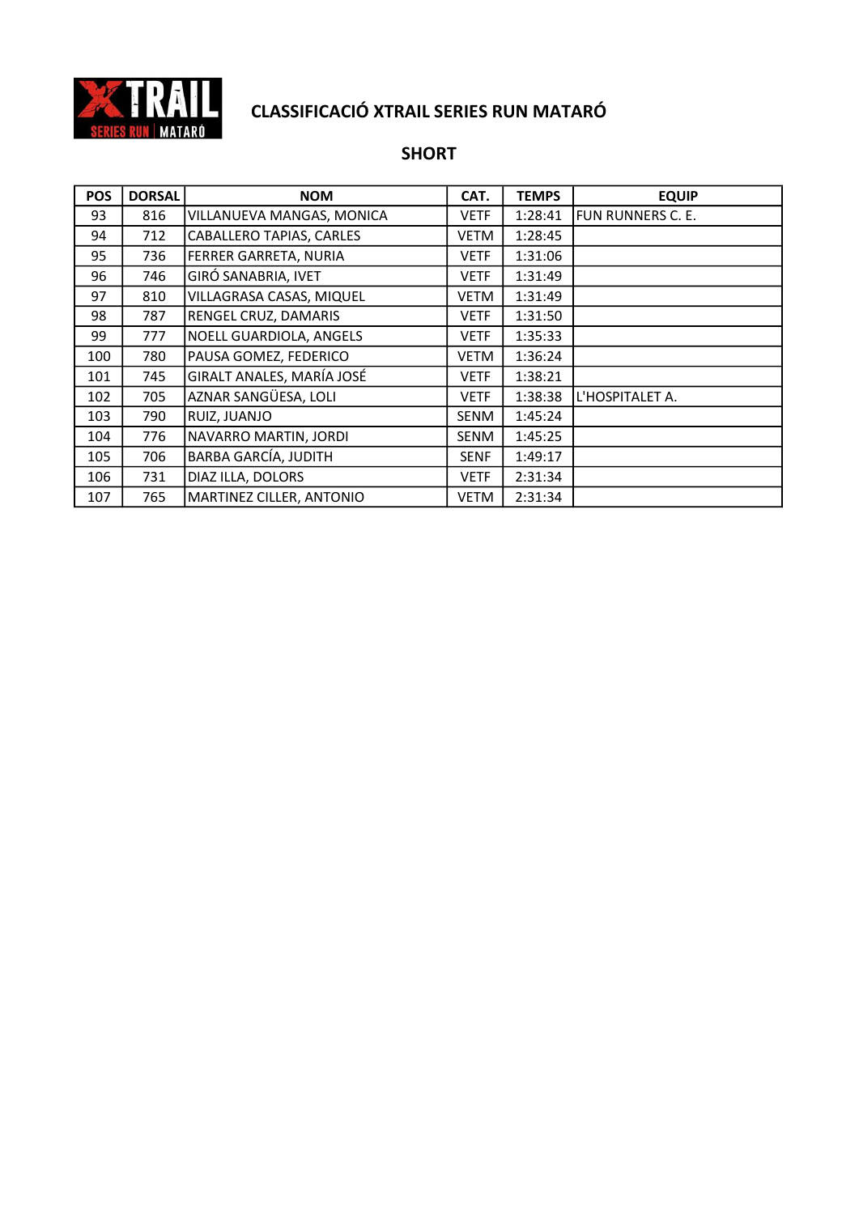# CLASSIFICACIÓ XTRAIL SERIES RUN MATARÓ

## SHORT

| POS | DORSAL | NOM | CAT. | TEMPS | EQUIP |
|---|---|---|---|---|---|
| 93 | 816 | VILLANUEVA MANGAS, MONICA | VETF | 1:28:41 | FUN RUNNERS C. E. |
| 94 | 712 | CABALLERO TAPIAS, CARLES | VETM | 1:28:45 | |
| 95 | 736 | FERRER GARRETA, NURIA | VETF | 1:31:06 | |
| 96 | 746 | GIRÓ SANABRIA, IVET | VETF | 1:31:49 | |
| 97 | 810 | VILLAGRASA CASAS, MIQUEL | VETM | 1:31:49 | |
| 98 | 787 | RENGEL CRUZ, DAMARIS | VETF | 1:31:50 | |
| 99 | 777 | NOELL GUARDIOLA, ANGELS | VETF | 1:35:33 | |
| 100 | 780 | PAUSA GOMEZ, FEDERICO | VETM | 1:36:24 | |
| 101 | 745 | GIRALT ANALES, MARÍA JOSÉ | VETF | 1:38:21 | |
| 102 | 705 | AZNAR SANGÜESA, LOLI | VETF | 1:38:38 | L'HOSPITALET A. |
| 103 | 790 | RUIZ, JUANJO | SENM | 1:45:24 | |
| 104 | 776 | NAVARRO MARTIN, JORDI | SENM | 1:45:25 | |
| 105 | 706 | BARBA GARCÍA, JUDITH | SENF | 1:49:17 | |
| 106 | 731 | DIAZ ILLA, DOLORS | VETF | 2:31:34 | |
| 107 | 765 | MARTINEZ CILLER, ANTONIO | VETM | 2:31:34 | |